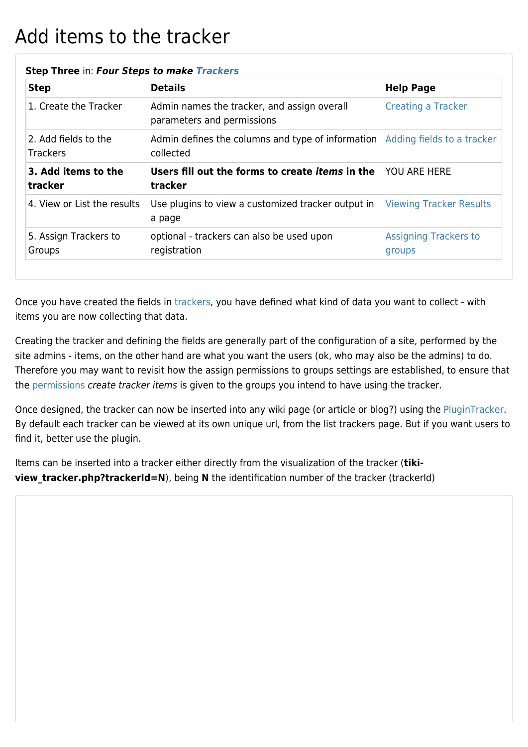# Add items to the tracker

**Step Three** in: ***Four Steps to make Trackers***

| **Step** | **Details** | **Help Page** |
| --- | --- | --- |
| 1. Create the Tracker | Admin names the tracker, and assign overall parameters and permissions | Creating a Tracker |
| 2. Add fields to the Trackers | Admin defines the columns and type of information collected | Adding fields to a tracker |
| **3. Add items to the tracker** | **Users fill out the forms to create *items* in the tracker** | YOU ARE HERE |
| 4. View or List the results | Use plugins to view a customized tracker output in a page | Viewing Tracker Results |
| 5. Assign Trackers to Groups | optional - trackers can also be used upon registration | Assigning Trackers to groups |

Once you have created the fields in trackers, you have defined what kind of data you want to collect - with items you are now collecting that data.

Creating the tracker and defining the fields are generally part of the configuration of a site, performed by the site admins - items, on the other hand are what you want the users (ok, who may also be the admins) to do. Therefore you may want to revisit how the assign permissions to groups settings are established, to ensure that the permissions *create tracker items* is given to the groups you intend to have using the tracker.

Once designed, the tracker can now be inserted into any wiki page (or article or blog?) using the PluginTracker. By default each tracker can be viewed at its own unique url, from the list trackers page. But if you want users to find it, better use the plugin.

Items can be inserted into a tracker either directly from the visualization of the tracker (**tiki-view_tracker.php?trackerId=N**), being **N** the identification number of the tracker (trackerId)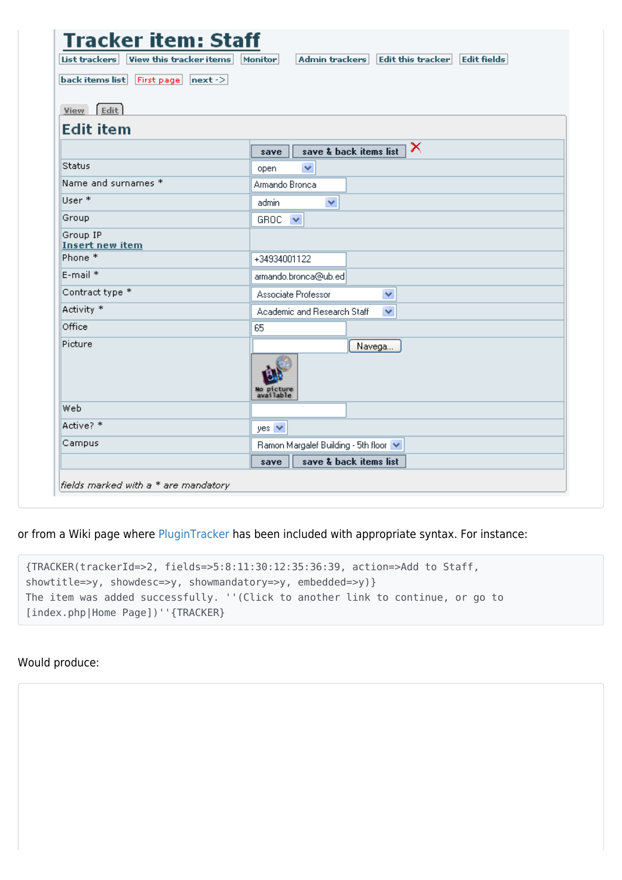# Tracker item: Staff

List trackers | View this tracker items | Monitor | Admin trackers | Edit this tracker | Edit fields

back items list | First page | next ->

View | Edit

## Edit item

| | save · save & back items list |
|---|---|
| Status | open |
| Name and surnames * | Armando Bronca |
| User * | admin |
| Group | GROC |
| Group IP<br>Insert new item | |
| Phone * | +34934001122 |
| E-mail * | armando.bronca@ub.ed |
| Contract type * | Associate Professor |
| Activity * | Academic and Research Staff |
| Office | 65 |
| Picture | Navega... (No picture available) |
| Web | |
| Active? * | yes |
| Campus | Ramon Margalef Building - 5th floor |
| | save · save & back items list |

*fields marked with a * are mandatory*

or from a Wiki page where PluginTracker has been included with appropriate syntax. For instance:

```
{TRACKER(trackerId=>2, fields=>5:8:11:30:12:35:36:39, action=>Add to Staff,
showtitle=>y, showdesc=>y, showmandatory=>y, embedded=>y)}
The item was added successfully. ''(Click to another link to continue, or go to
[index.php|Home Page])''{TRACKER}
```

Would produce: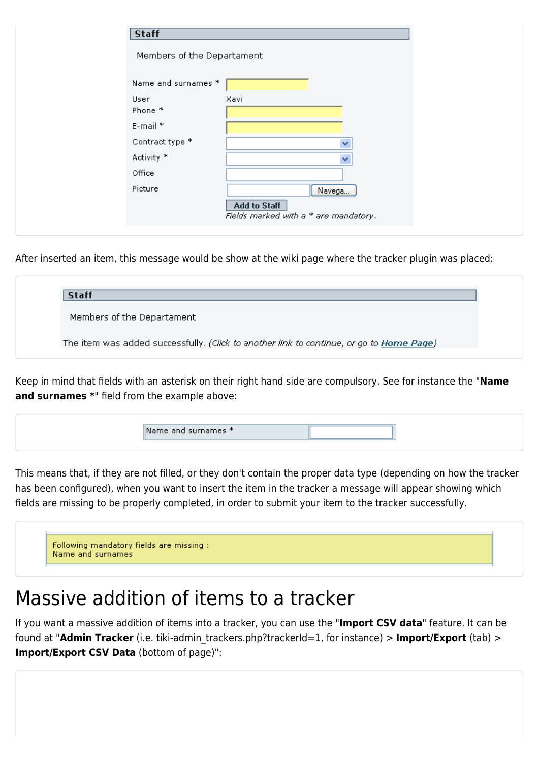Staff

Members of the Departament

Name and surnames *

User Xavi

Phone *

E-mail *

Contract type *

Activity *

Office

Picture Navega...

Add to Staff

*Fields marked with a * are mandatory.*

After inserted an item, this message would be show at the wiki page where the tracker plugin was placed:

Staff

Members of the Departament

The item was added successfully. *(Click to another link to continue, or go to Home Page)*

Keep in mind that fields with an asterisk on their right hand side are compulsory. See for instance the "**Name and surnames ***" field from the example above:

Name and surnames *

This means that, if they are not filled, or they don't contain the proper data type (depending on how the tracker has been configured), when you want to insert the item in the tracker a message will appear showing which fields are missing to be properly completed, in order to submit your item to the tracker successfully.

Following mandatory fields are missing :
Name and surnames

# Massive addition of items to a tracker

If you want a massive addition of items into a tracker, you can use the "**Import CSV data**" feature. It can be found at "**Admin Tracker** (i.e. tiki-admin_trackers.php?trackerId=1, for instance) > **Import/Export** (tab) > **Import/Export CSV Data** (bottom of page)":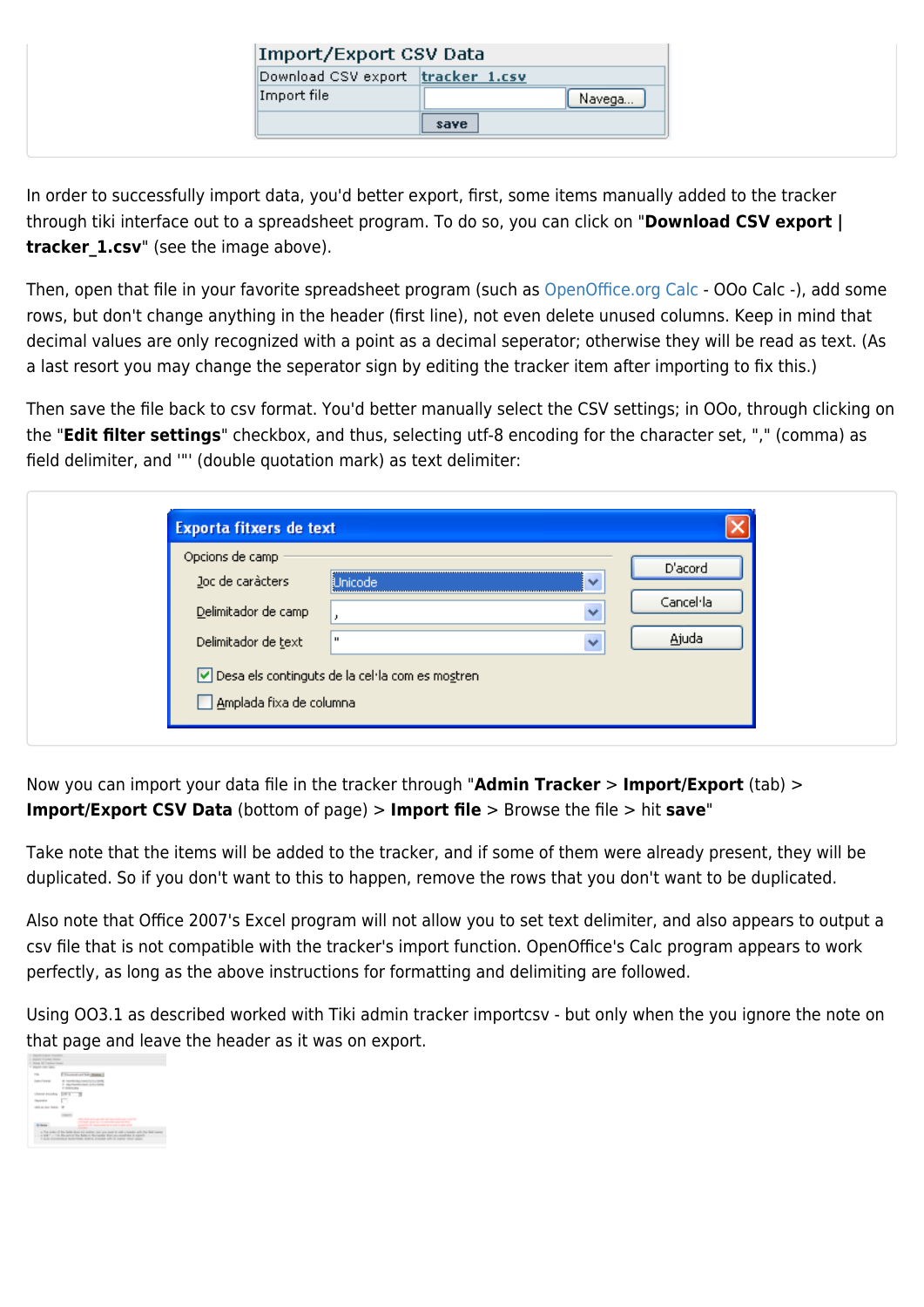| Import/Export CSV Data | |
|---|---|
| Download CSV export | tracker_1.csv |
| Import file | Navega... |
| | save |

In order to successfully import data, you'd better export, first, some items manually added to the tracker through tiki interface out to a spreadsheet program. To do so, you can click on "**Download CSV export | tracker_1.csv**" (see the image above).

Then, open that file in your favorite spreadsheet program (such as OpenOffice.org Calc - OOo Calc -), add some rows, but don't change anything in the header (first line), not even delete unused columns. Keep in mind that decimal values are only recognized with a point as a decimal seperator; otherwise they will be read as text. (As a last resort you may change the seperator sign by editing the tracker item after importing to fix this.)

Then save the file back to csv format. You'd better manually select the CSV settings; in OOo, through clicking on the "**Edit filter settings**" checkbox, and thus, selecting utf-8 encoding for the character set, "," (comma) as field delimiter, and '"' (double quotation mark) as text delimiter:

Exporta fitxers de text

Opcions de camp

Joc de caràcters: Unicode

Delimitador de camp: ,

Delimitador de text: "

Desa els continguts de la cel·la com es mostren

Amplada fixa de columna

D'acord

Cancel·la

Ajuda

Now you can import your data file in the tracker through "**Admin Tracker** > **Import/Export** (tab) > **Import/Export CSV Data** (bottom of page) > **Import file** > Browse the file > hit **save**"

Take note that the items will be added to the tracker, and if some of them were already present, they will be duplicated. So if you don't want to this to happen, remove the rows that you don't want to be duplicated.

Also note that Office 2007's Excel program will not allow you to set text delimiter, and also appears to output a csv file that is not compatible with the tracker's import function. OpenOffice's Calc program appears to work perfectly, as long as the above instructions for formatting and delimiting are followed.

Using OO3.1 as described worked with Tiki admin tracker importcsv - but only when the you ignore the note on that page and leave the header as it was on export.